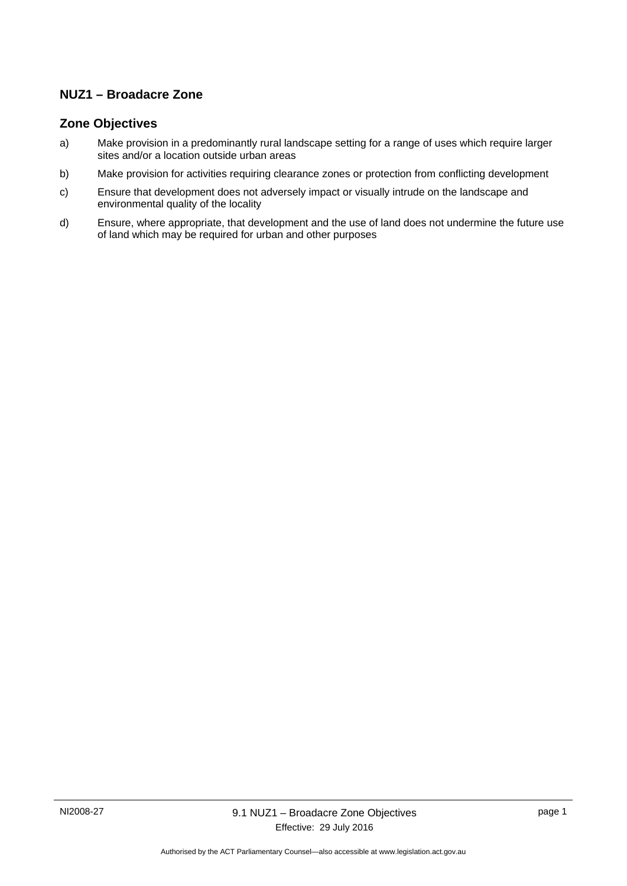## NUZ1 – Broadacre Zone

### Zone Objectives

a) Make provision in a predominantly rural landscape setting for a range of uses which require larger sites and/or a location outside urban areas

b) Make provision for activities requiring clearance zones or protection from conflicting development

c) Ensure that development does not adversely impact or visually intrude on the landscape and environmental quality of the locality

d) Ensure, where appropriate, that development and the use of land does not undermine the future use of land which may be required for urban and other purposes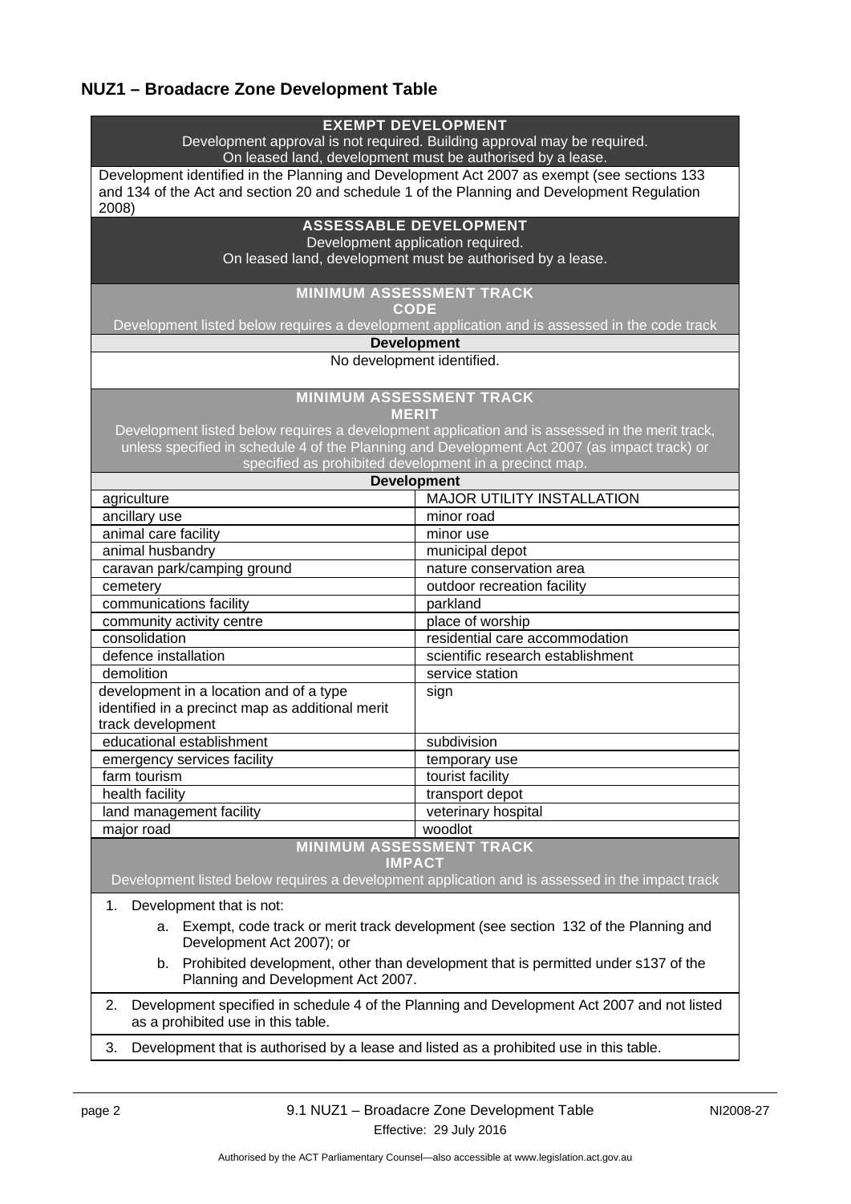## NUZ1 – Broadacre Zone Development Table

| EXEMPT DEVELOPMENT<br>Development approval is not required. Building approval may be required.<br>On leased land, development must be authorised by a lease. | |
|---|---|
| Development identified in the Planning and Development Act 2007 as exempt (see sections 133 and 134 of the Act and section 20 and schedule 1 of the Planning and Development Regulation 2008) | |
| **ASSESSABLE DEVELOPMENT**<br>Development application required.<br>On leased land, development must be authorised by a lease. | |
| **MINIMUM ASSESSMENT TRACK**<br>**CODE**<br>Development listed below requires a development application and is assessed in the code track | |
| **Development** | |
| No development identified. | |
| **MINIMUM ASSESSMENT TRACK**<br>**MERIT**<br>Development listed below requires a development application and is assessed in the merit track, unless specified in schedule 4 of the Planning and Development Act 2007 (as impact track) or specified as prohibited development in a precinct map. | |
| **Development** | |
| agriculture | MAJOR UTILITY INSTALLATION |
| ancillary use | minor road |
| animal care facility | minor use |
| animal husbandry | municipal depot |
| caravan park/camping ground | nature conservation area |
| cemetery | outdoor recreation facility |
| communications facility | parkland |
| community activity centre | place of worship |
| consolidation | residential care accommodation |
| defence installation | scientific research establishment |
| demolition | service station |
| development in a location and of a type identified in a precinct map as additional merit track development | sign |
| educational establishment | subdivision |
| emergency services facility | temporary use |
| farm tourism | tourist facility |
| health facility | transport depot |
| land management facility | veterinary hospital |
| major road | woodlot |
| **MINIMUM ASSESSMENT TRACK**<br>**IMPACT**<br>Development listed below requires a development application and is assessed in the impact track | |
| 1. Development that is not:<br>a. Exempt, code track or merit track development (see section 132 of the Planning and Development Act 2007); or<br>b. Prohibited development, other than development that is permitted under s137 of the Planning and Development Act 2007. | |
| 2. Development specified in schedule 4 of the Planning and Development Act 2007 and not listed as a prohibited use in this table. | |
| 3. Development that is authorised by a lease and listed as a prohibited use in this table. | |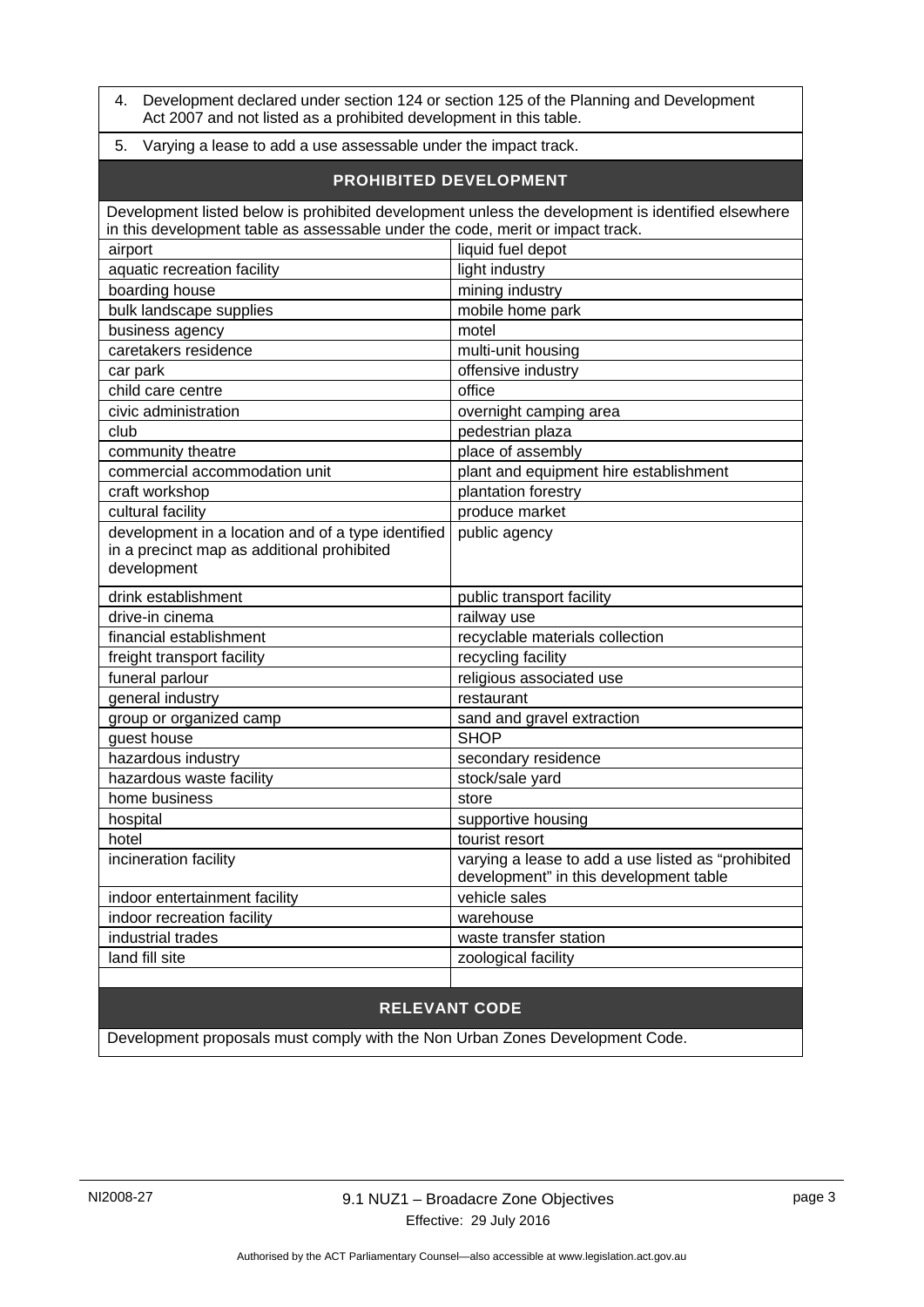| |
|---|
| 4. Development declared under section 124 or section 125 of the Planning and Development Act 2007 and not listed as a prohibited development in this table. |
| 5. Varying a lease to add a use assessable under the impact track. |

## PROHIBITED DEVELOPMENT

Development listed below is prohibited development unless the development is identified elsewhere in this development table as assessable under the code, merit or impact track.

| | |
|---|---|
| airport | liquid fuel depot |
| aquatic recreation facility | light industry |
| boarding house | mining industry |
| bulk landscape supplies | mobile home park |
| business agency | motel |
| caretakers residence | multi-unit housing |
| car park | offensive industry |
| child care centre | office |
| civic administration | overnight camping area |
| club | pedestrian plaza |
| community theatre | place of assembly |
| commercial accommodation unit | plant and equipment hire establishment |
| craft workshop | plantation forestry |
| cultural facility | produce market |
| development in a location and of a type identified in a precinct map as additional prohibited development | public agency |
| drink establishment | public transport facility |
| drive-in cinema | railway use |
| financial establishment | recyclable materials collection |
| freight transport facility | recycling facility |
| funeral parlour | religious associated use |
| general industry | restaurant |
| group or organized camp | sand and gravel extraction |
| guest house | SHOP |
| hazardous industry | secondary residence |
| hazardous waste facility | stock/sale yard |
| home business | store |
| hospital | supportive housing |
| hotel | tourist resort |
| incineration facility | varying a lease to add a use listed as "prohibited development" in this development table |
| indoor entertainment facility | vehicle sales |
| indoor recreation facility | warehouse |
| industrial trades | waste transfer station |
| land fill site | zoological facility |

## RELEVANT CODE

Development proposals must comply with the Non Urban Zones Development Code.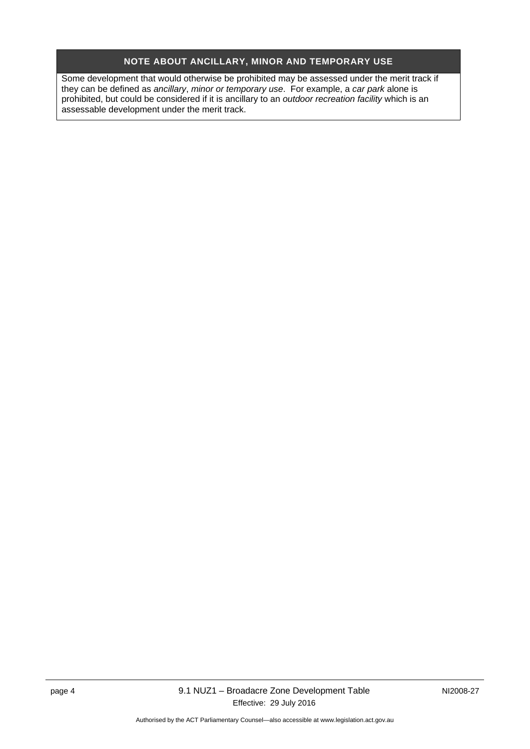**NOTE ABOUT ANCILLARY, MINOR AND TEMPORARY USE**

Some development that would otherwise be prohibited may be assessed under the merit track if they can be defined as *ancillary*, *minor or temporary use*. For example, a *car park* alone is prohibited, but could be considered if it is ancillary to an *outdoor recreation facility* which is an assessable development under the merit track.